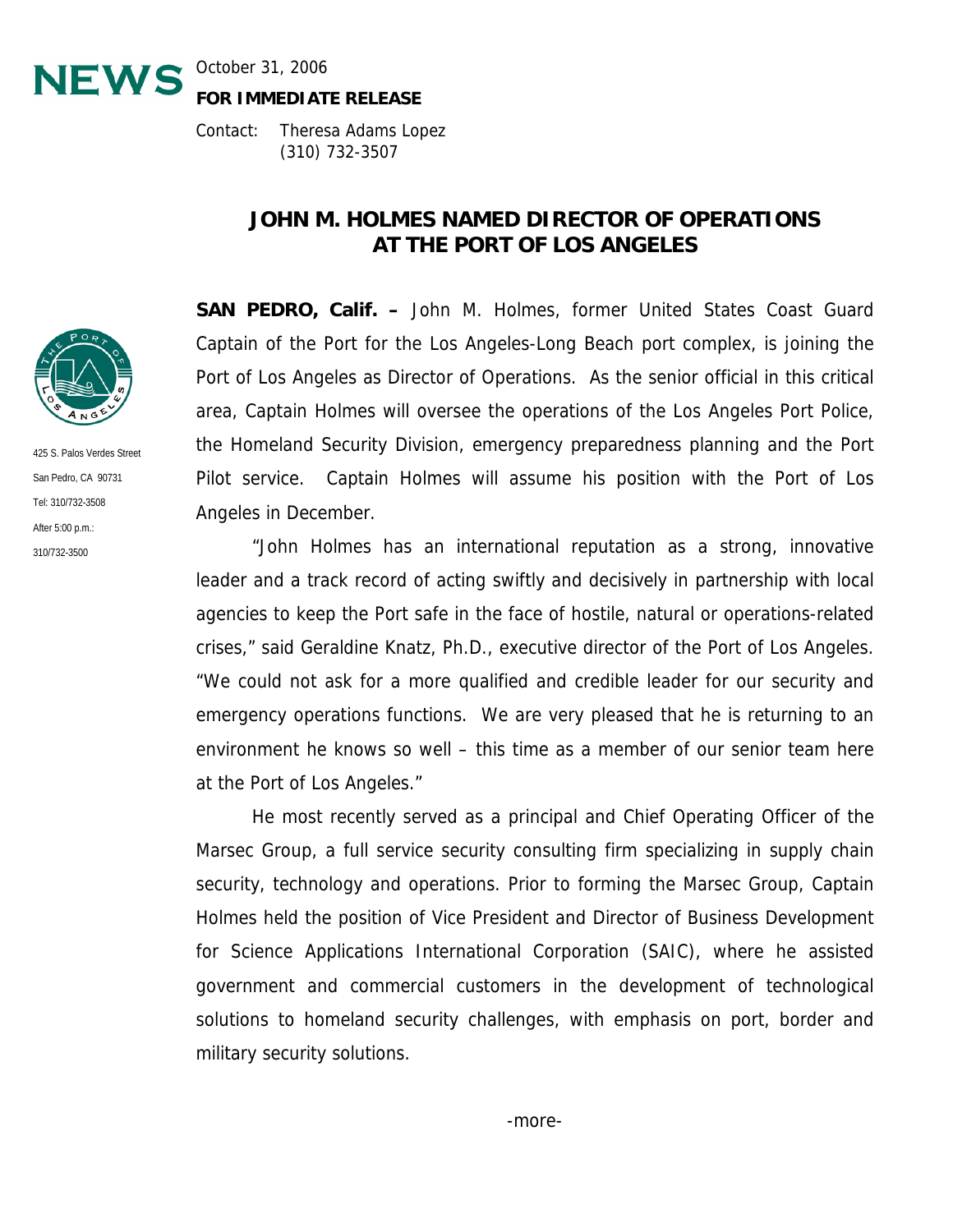**NEWS** October 31, 2006

**FOR IMMEDIATE RELEASE**

Contact: Theresa Adams Lopez
(310) 732-3507

425 S. Palos Verdes Street
San Pedro, CA 90731
Tel: 310/732-3508
After 5:00 p.m.:
310/732-3500

# JOHN M. HOLMES NAMED DIRECTOR OF OPERATIONS AT THE PORT OF LOS ANGELES

**SAN PEDRO, Calif. –** John M. Holmes, former United States Coast Guard Captain of the Port for the Los Angeles-Long Beach port complex, is joining the Port of Los Angeles as Director of Operations. As the senior official in this critical area, Captain Holmes will oversee the operations of the Los Angeles Port Police, the Homeland Security Division, emergency preparedness planning and the Port Pilot service. Captain Holmes will assume his position with the Port of Los Angeles in December.

"John Holmes has an international reputation as a strong, innovative leader and a track record of acting swiftly and decisively in partnership with local agencies to keep the Port safe in the face of hostile, natural or operations-related crises," said Geraldine Knatz, Ph.D., executive director of the Port of Los Angeles. "We could not ask for a more qualified and credible leader for our security and emergency operations functions. We are very pleased that he is returning to an environment he knows so well – this time as a member of our senior team here at the Port of Los Angeles."

He most recently served as a principal and Chief Operating Officer of the Marsec Group, a full service security consulting firm specializing in supply chain security, technology and operations. Prior to forming the Marsec Group, Captain Holmes held the position of Vice President and Director of Business Development for Science Applications International Corporation (SAIC), where he assisted government and commercial customers in the development of technological solutions to homeland security challenges, with emphasis on port, border and military security solutions.

-more-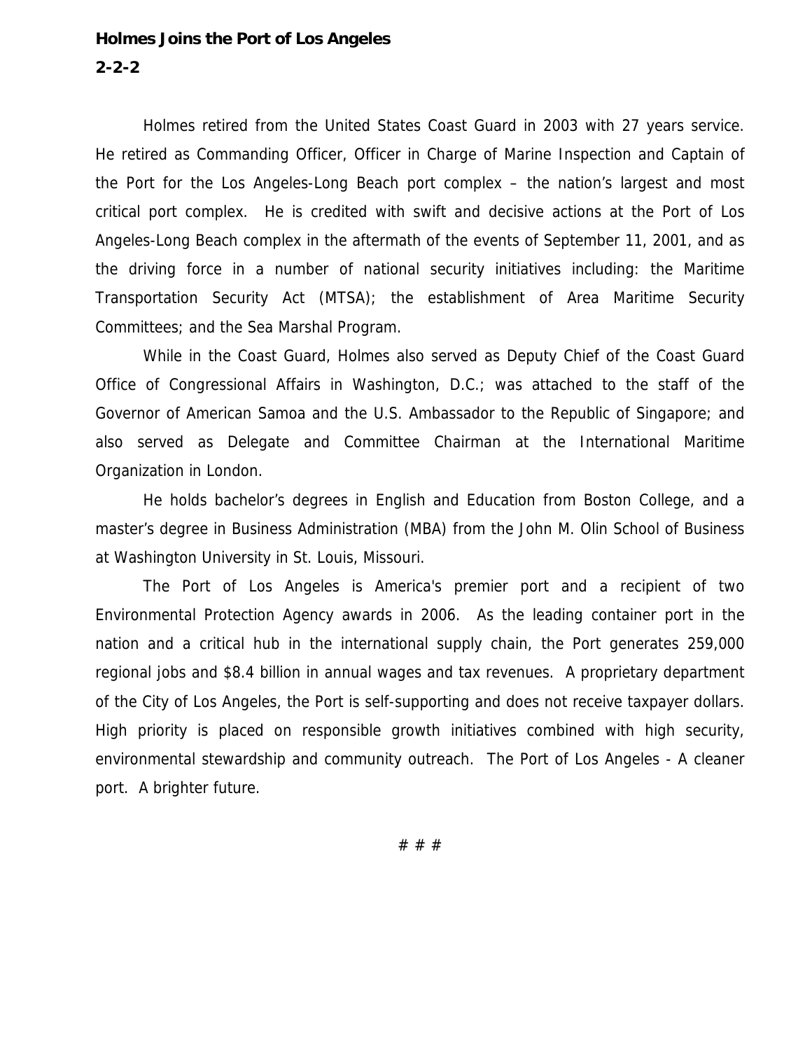Holmes retired from the United States Coast Guard in 2003 with 27 years service. He retired as Commanding Officer, Officer in Charge of Marine Inspection and Captain of the Port for the Los Angeles-Long Beach port complex – the nation's largest and most critical port complex. He is credited with swift and decisive actions at the Port of Los Angeles-Long Beach complex in the aftermath of the events of September 11, 2001, and as the driving force in a number of national security initiatives including: the Maritime Transportation Security Act (MTSA); the establishment of Area Maritime Security Committees; and the Sea Marshal Program.

While in the Coast Guard, Holmes also served as Deputy Chief of the Coast Guard Office of Congressional Affairs in Washington, D.C.; was attached to the staff of the Governor of American Samoa and the U.S. Ambassador to the Republic of Singapore; and also served as Delegate and Committee Chairman at the International Maritime Organization in London.

He holds bachelor's degrees in English and Education from Boston College, and a master's degree in Business Administration (MBA) from the John M. Olin School of Business at Washington University in St. Louis, Missouri.

The Port of Los Angeles is America's premier port and a recipient of two Environmental Protection Agency awards in 2006. As the leading container port in the nation and a critical hub in the international supply chain, the Port generates 259,000 regional jobs and $8.4 billion in annual wages and tax revenues. A proprietary department of the City of Los Angeles, the Port is self-supporting and does not receive taxpayer dollars. High priority is placed on responsible growth initiatives combined with high security, environmental stewardship and community outreach. The Port of Los Angeles - A cleaner port. A brighter future.

# # #